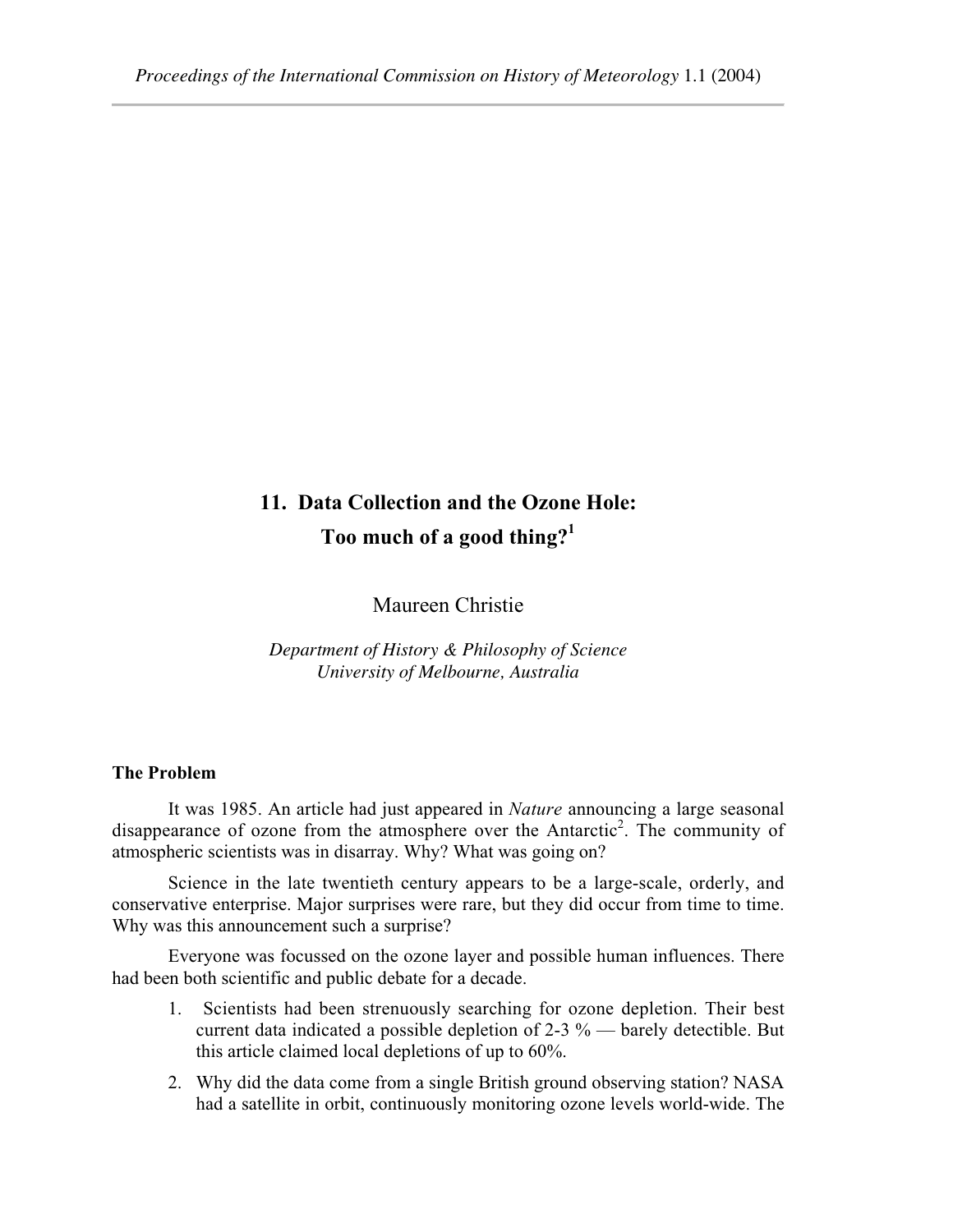# 11. Data Collection and the Ozone Hole: Too much of a good thing?[1]

Maureen Christie

*Department of History & Philosophy of Science*
*University of Melbourne, Australia*

## The Problem

It was 1985. An article had just appeared in *Nature* announcing a large seasonal disappearance of ozone from the atmosphere over the Antarctic[2]. The community of atmospheric scientists was in disarray. Why? What was going on?

Science in the late twentieth century appears to be a large-scale, orderly, and conservative enterprise. Major surprises were rare, but they did occur from time to time. Why was this announcement such a surprise?

Everyone was focussed on the ozone layer and possible human influences. There had been both scientific and public debate for a decade.

1. Scientists had been strenuously searching for ozone depletion. Their best current data indicated a possible depletion of 2-3 % — barely detectible. But this article claimed local depletions of up to 60%.
2. Why did the data come from a single British ground observing station? NASA had a satellite in orbit, continuously monitoring ozone levels world-wide. The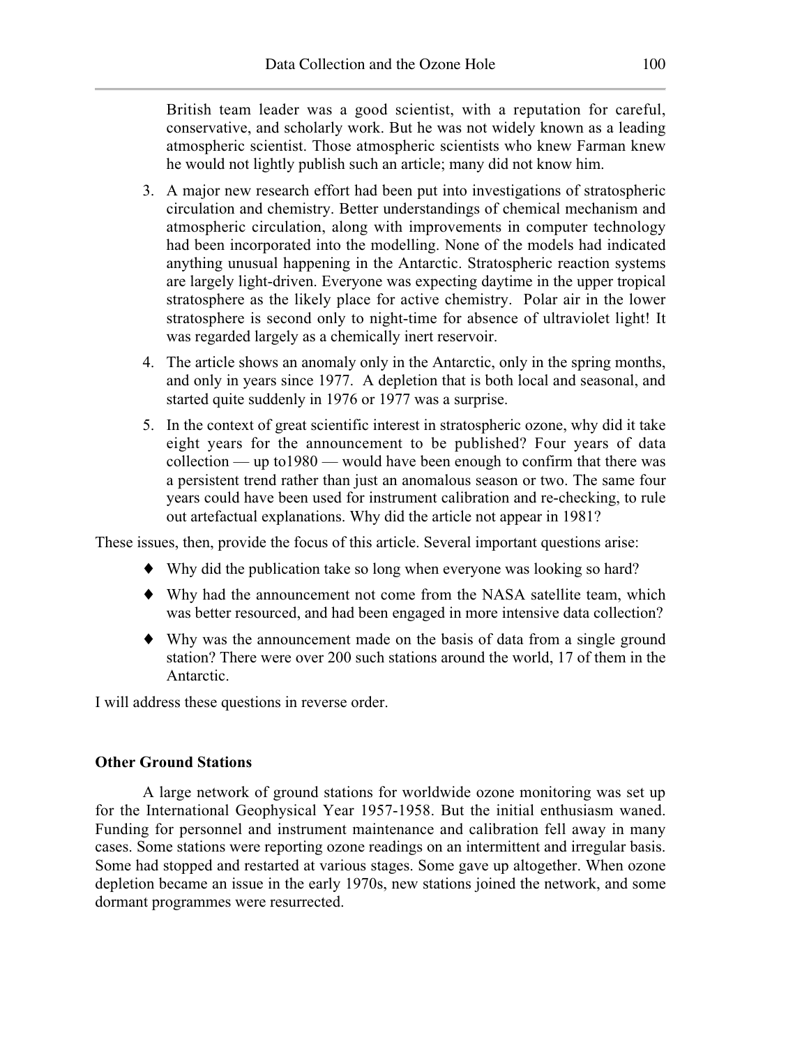British team leader was a good scientist, with a reputation for careful, conservative, and scholarly work. But he was not widely known as a leading atmospheric scientist. Those atmospheric scientists who knew Farman knew he would not lightly publish such an article; many did not know him.

3. A major new research effort had been put into investigations of stratospheric circulation and chemistry. Better understandings of chemical mechanism and atmospheric circulation, along with improvements in computer technology had been incorporated into the modelling. None of the models had indicated anything unusual happening in the Antarctic. Stratospheric reaction systems are largely light-driven. Everyone was expecting daytime in the upper tropical stratosphere as the likely place for active chemistry. Polar air in the lower stratosphere is second only to night-time for absence of ultraviolet light! It was regarded largely as a chemically inert reservoir.
4. The article shows an anomaly only in the Antarctic, only in the spring months, and only in years since 1977. A depletion that is both local and seasonal, and started quite suddenly in 1976 or 1977 was a surprise.
5. In the context of great scientific interest in stratospheric ozone, why did it take eight years for the announcement to be published? Four years of data collection — up to1980 — would have been enough to confirm that there was a persistent trend rather than just an anomalous season or two. The same four years could have been used for instrument calibration and re-checking, to rule out artefactual explanations. Why did the article not appear in 1981?

These issues, then, provide the focus of this article. Several important questions arise:

- Why did the publication take so long when everyone was looking so hard?
- Why had the announcement not come from the NASA satellite team, which was better resourced, and had been engaged in more intensive data collection?
- Why was the announcement made on the basis of data from a single ground station? There were over 200 such stations around the world, 17 of them in the Antarctic.

I will address these questions in reverse order.

### Other Ground Stations

A large network of ground stations for worldwide ozone monitoring was set up for the International Geophysical Year 1957-1958. But the initial enthusiasm waned. Funding for personnel and instrument maintenance and calibration fell away in many cases. Some stations were reporting ozone readings on an intermittent and irregular basis. Some had stopped and restarted at various stages. Some gave up altogether. When ozone depletion became an issue in the early 1970s, new stations joined the network, and some dormant programmes were resurrected.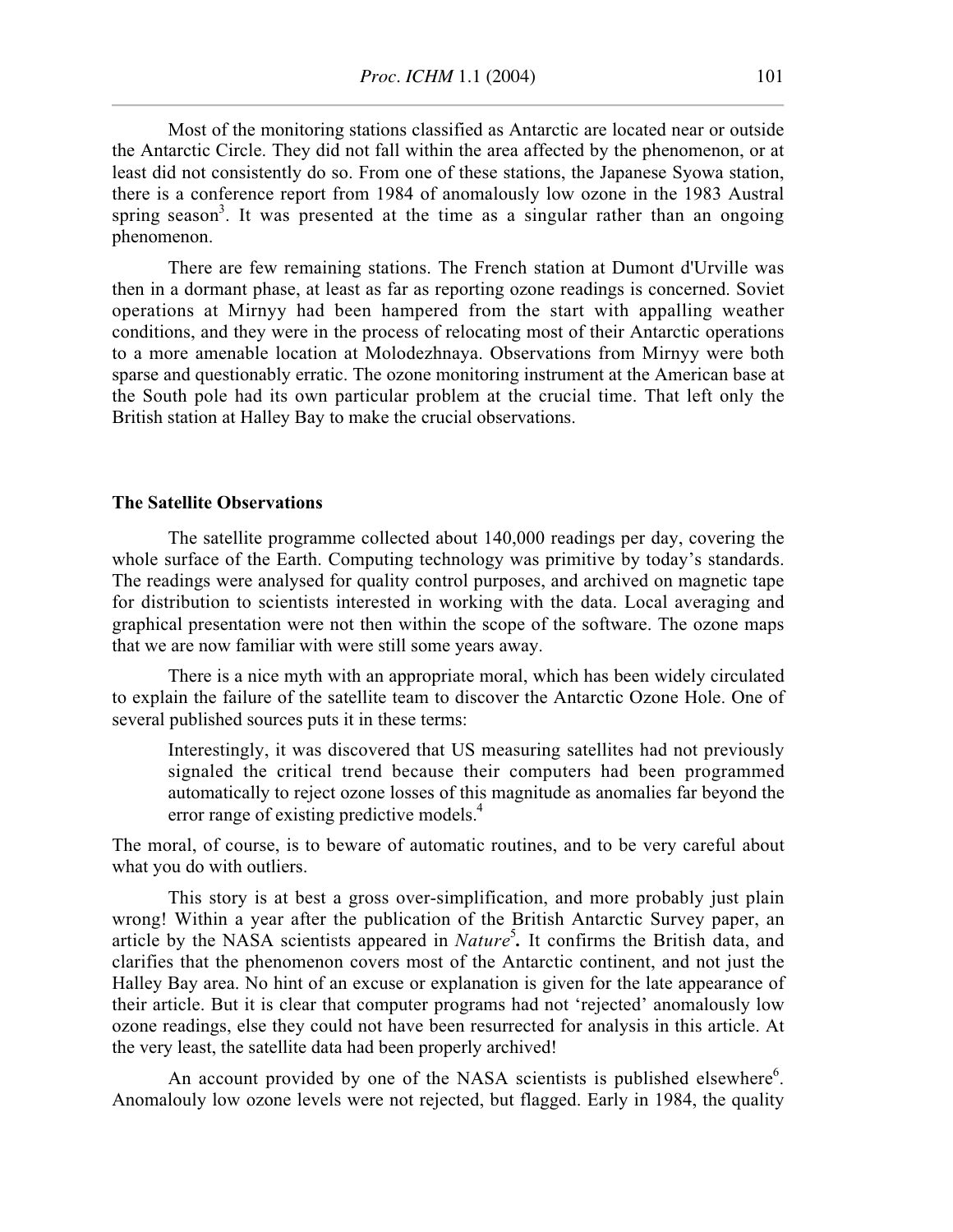Most of the monitoring stations classified as Antarctic are located near or outside the Antarctic Circle. They did not fall within the area affected by the phenomenon, or at least did not consistently do so. From one of these stations, the Japanese Syowa station, there is a conference report from 1984 of anomalously low ozone in the 1983 Austral spring season[3]. It was presented at the time as a singular rather than an ongoing phenomenon.

There are few remaining stations. The French station at Dumont d'Urville was then in a dormant phase, at least as far as reporting ozone readings is concerned. Soviet operations at Mirnyy had been hampered from the start with appalling weather conditions, and they were in the process of relocating most of their Antarctic operations to a more amenable location at Molodezhnaya. Observations from Mirnyy were both sparse and questionably erratic. The ozone monitoring instrument at the American base at the South pole had its own particular problem at the crucial time. That left only the British station at Halley Bay to make the crucial observations.

**The Satellite Observations**

The satellite programme collected about 140,000 readings per day, covering the whole surface of the Earth. Computing technology was primitive by today's standards. The readings were analysed for quality control purposes, and archived on magnetic tape for distribution to scientists interested in working with the data. Local averaging and graphical presentation were not then within the scope of the software. The ozone maps that we are now familiar with were still some years away.

There is a nice myth with an appropriate moral, which has been widely circulated to explain the failure of the satellite team to discover the Antarctic Ozone Hole. One of several published sources puts it in these terms:

> Interestingly, it was discovered that US measuring satellites had not previously signaled the critical trend because their computers had been programmed automatically to reject ozone losses of this magnitude as anomalies far beyond the error range of existing predictive models.[4]

The moral, of course, is to beware of automatic routines, and to be very careful about what you do with outliers.

This story is at best a gross over-simplification, and more probably just plain wrong! Within a year after the publication of the British Antarctic Survey paper, an article by the NASA scientists appeared in *Nature*[5]**.** It confirms the British data, and clarifies that the phenomenon covers most of the Antarctic continent, and not just the Halley Bay area. No hint of an excuse or explanation is given for the late appearance of their article. But it is clear that computer programs had not 'rejected' anomalously low ozone readings, else they could not have been resurrected for analysis in this article. At the very least, the satellite data had been properly archived!

An account provided by one of the NASA scientists is published elsewhere[6]. Anomalouly low ozone levels were not rejected, but flagged. Early in 1984, the quality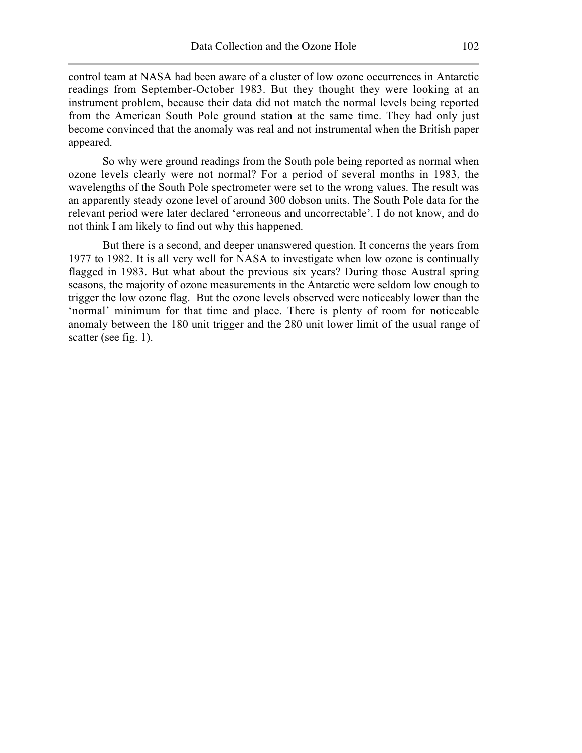control team at NASA had been aware of a cluster of low ozone occurrences in Antarctic readings from September-October 1983. But they thought they were looking at an instrument problem, because their data did not match the normal levels being reported from the American South Pole ground station at the same time. They had only just become convinced that the anomaly was real and not instrumental when the British paper appeared.

So why were ground readings from the South pole being reported as normal when ozone levels clearly were not normal? For a period of several months in 1983, the wavelengths of the South Pole spectrometer were set to the wrong values. The result was an apparently steady ozone level of around 300 dobson units. The South Pole data for the relevant period were later declared 'erroneous and uncorrectable'. I do not know, and do not think I am likely to find out why this happened.

But there is a second, and deeper unanswered question. It concerns the years from 1977 to 1982. It is all very well for NASA to investigate when low ozone is continually flagged in 1983. But what about the previous six years? During those Austral spring seasons, the majority of ozone measurements in the Antarctic were seldom low enough to trigger the low ozone flag. But the ozone levels observed were noticeably lower than the 'normal' minimum for that time and place. There is plenty of room for noticeable anomaly between the 180 unit trigger and the 280 unit lower limit of the usual range of scatter (see fig. 1).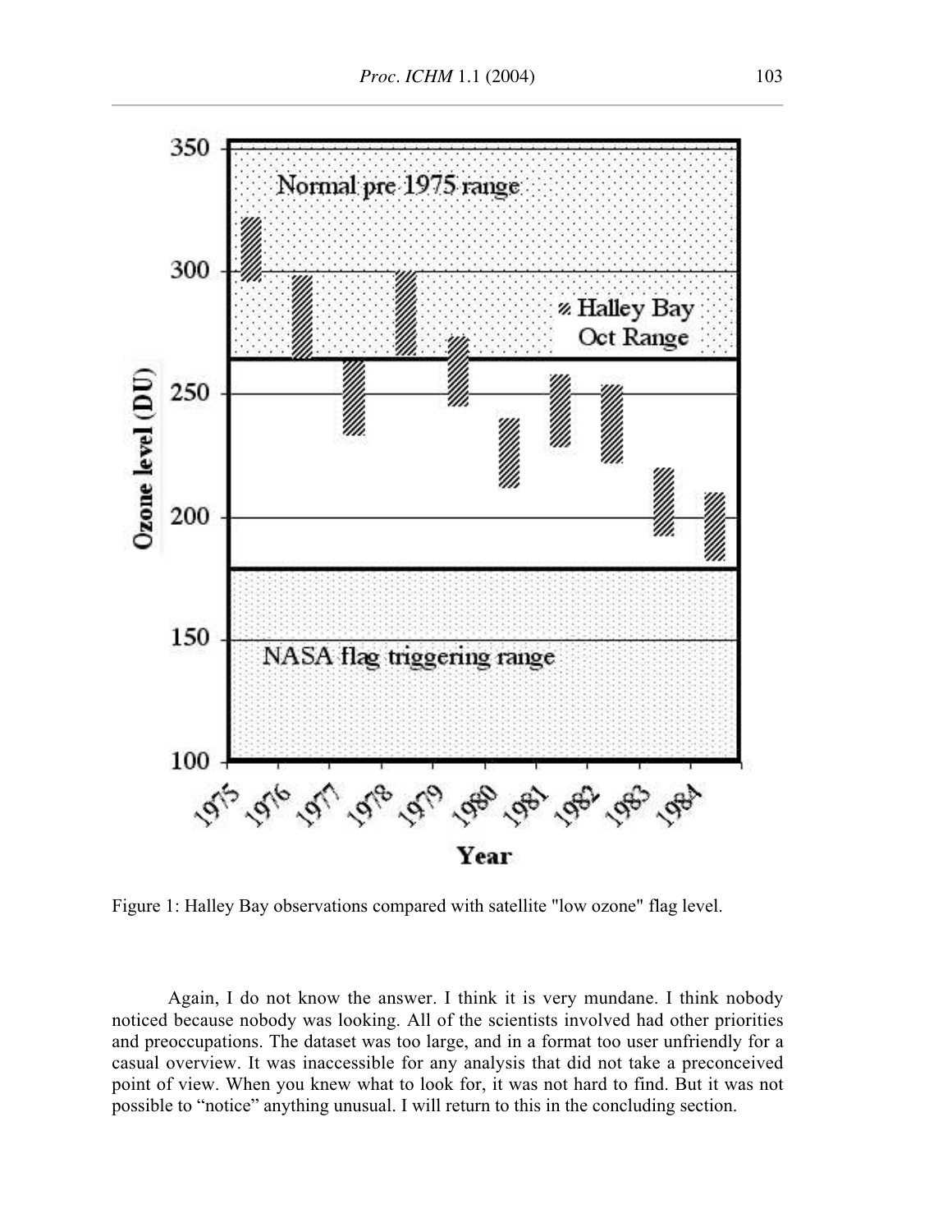Figure 1: Halley Bay observations compared with satellite "low ozone" flag level.

Again, I do not know the answer. I think it is very mundane. I think nobody noticed because nobody was looking. All of the scientists involved had other priorities and preoccupations. The dataset was too large, and in a format too user unfriendly for a casual overview. It was inaccessible for any analysis that did not take a preconceived point of view. When you knew what to look for, it was not hard to find. But it was not possible to "notice" anything unusual. I will return to this in the concluding section.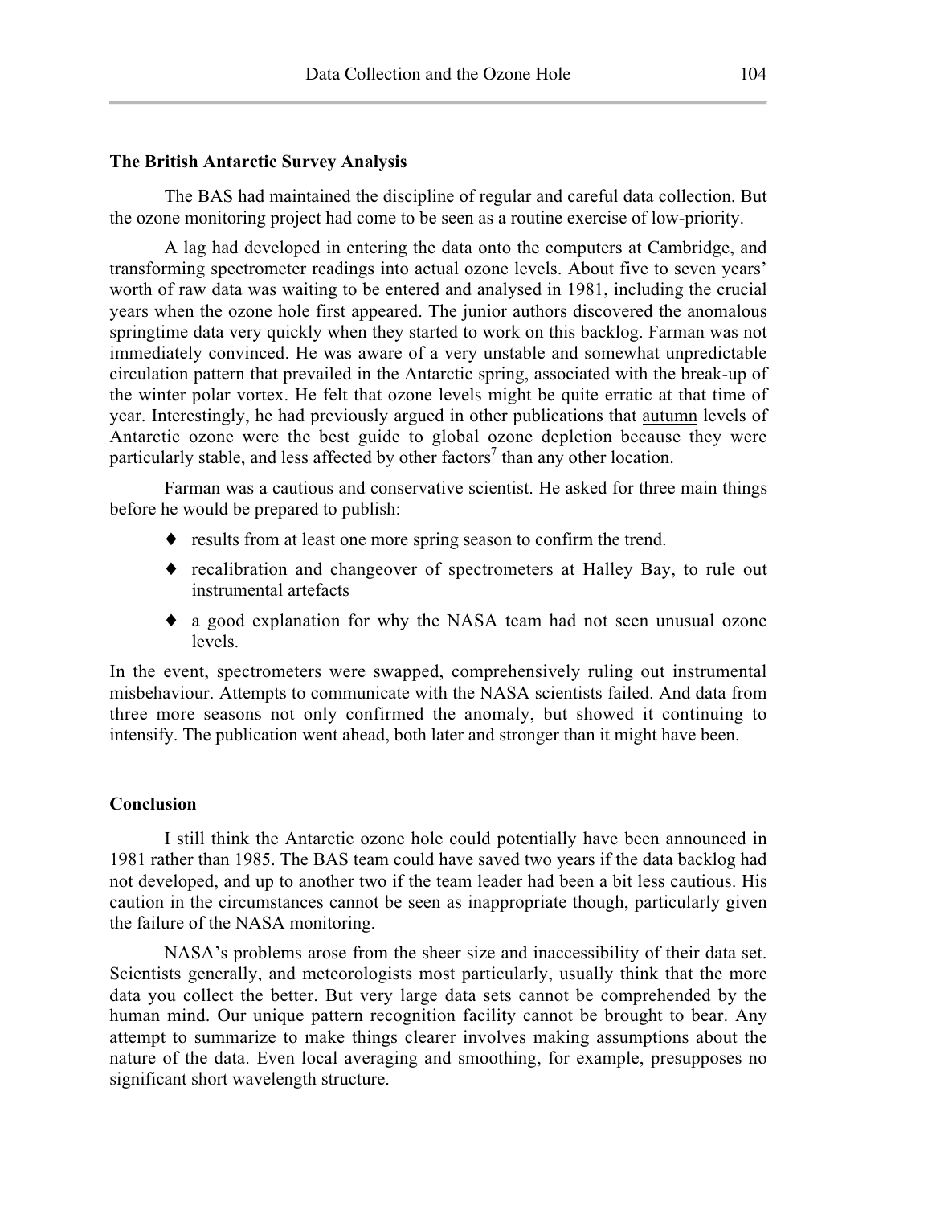## The British Antarctic Survey Analysis

The BAS had maintained the discipline of regular and careful data collection. But the ozone monitoring project had come to be seen as a routine exercise of low-priority.

A lag had developed in entering the data onto the computers at Cambridge, and transforming spectrometer readings into actual ozone levels. About five to seven years' worth of raw data was waiting to be entered and analysed in 1981, including the crucial years when the ozone hole first appeared. The junior authors discovered the anomalous springtime data very quickly when they started to work on this backlog. Farman was not immediately convinced. He was aware of a very unstable and somewhat unpredictable circulation pattern that prevailed in the Antarctic spring, associated with the break-up of the winter polar vortex. He felt that ozone levels might be quite erratic at that time of year. Interestingly, he had previously argued in other publications that <u>autumn</u> levels of Antarctic ozone were the best guide to global ozone depletion because they were particularly stable, and less affected by other factors[7] than any other location.

Farman was a cautious and conservative scientist. He asked for three main things before he would be prepared to publish:

- results from at least one more spring season to confirm the trend.
- recalibration and changeover of spectrometers at Halley Bay, to rule out instrumental artefacts
- a good explanation for why the NASA team had not seen unusual ozone levels.

In the event, spectrometers were swapped, comprehensively ruling out instrumental misbehaviour. Attempts to communicate with the NASA scientists failed. And data from three more seasons not only confirmed the anomaly, but showed it continuing to intensify. The publication went ahead, both later and stronger than it might have been.

## Conclusion

I still think the Antarctic ozone hole could potentially have been announced in 1981 rather than 1985. The BAS team could have saved two years if the data backlog had not developed, and up to another two if the team leader had been a bit less cautious. His caution in the circumstances cannot be seen as inappropriate though, particularly given the failure of the NASA monitoring.

NASA's problems arose from the sheer size and inaccessibility of their data set. Scientists generally, and meteorologists most particularly, usually think that the more data you collect the better. But very large data sets cannot be comprehended by the human mind. Our unique pattern recognition facility cannot be brought to bear. Any attempt to summarize to make things clearer involves making assumptions about the nature of the data. Even local averaging and smoothing, for example, presupposes no significant short wavelength structure.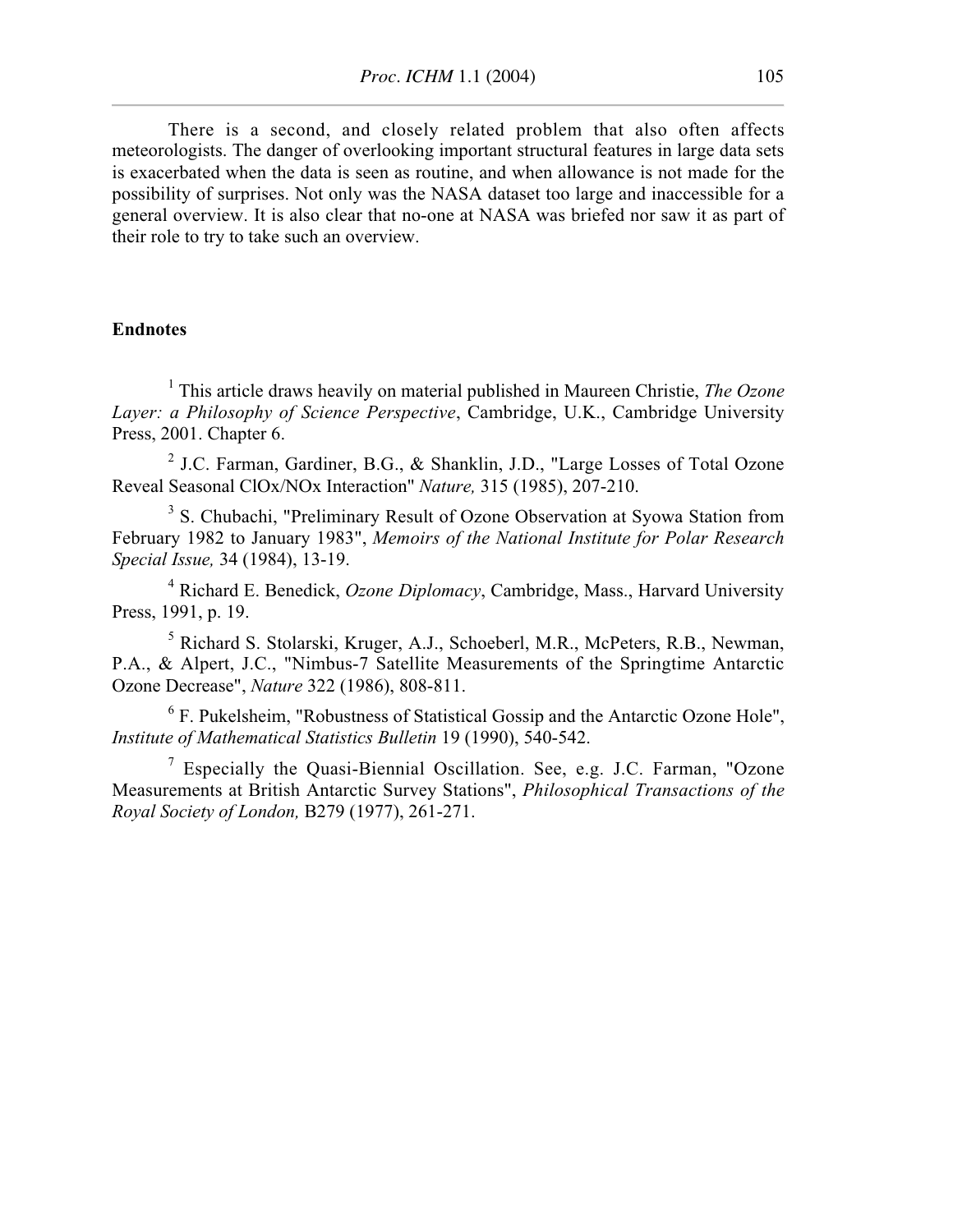There is a second, and closely related problem that also often affects meteorologists. The danger of overlooking important structural features in large data sets is exacerbated when the data is seen as routine, and when allowance is not made for the possibility of surprises. Not only was the NASA dataset too large and inaccessible for a general overview. It is also clear that no-one at NASA was briefed nor saw it as part of their role to try to take such an overview.

## Endnotes

[1] This article draws heavily on material published in Maureen Christie, *The Ozone Layer: a Philosophy of Science Perspective*, Cambridge, U.K., Cambridge University Press, 2001. Chapter 6.

[2] J.C. Farman, Gardiner, B.G., & Shanklin, J.D., "Large Losses of Total Ozone Reveal Seasonal ClOx/NOx Interaction" *Nature,* 315 (1985), 207-210.

[3] S. Chubachi, "Preliminary Result of Ozone Observation at Syowa Station from February 1982 to January 1983", *Memoirs of the National Institute for Polar Research Special Issue,* 34 (1984), 13-19.

[4] Richard E. Benedick, *Ozone Diplomacy*, Cambridge, Mass., Harvard University Press, 1991, p. 19.

[5] Richard S. Stolarski, Kruger, A.J., Schoeberl, M.R., McPeters, R.B., Newman, P.A., & Alpert, J.C., "Nimbus-7 Satellite Measurements of the Springtime Antarctic Ozone Decrease", *Nature* 322 (1986), 808-811.

[6] F. Pukelsheim, "Robustness of Statistical Gossip and the Antarctic Ozone Hole", *Institute of Mathematical Statistics Bulletin* 19 (1990), 540-542.

[7] Especially the Quasi-Biennial Oscillation. See, e.g. J.C. Farman, "Ozone Measurements at British Antarctic Survey Stations", *Philosophical Transactions of the Royal Society of London,* B279 (1977), 261-271.